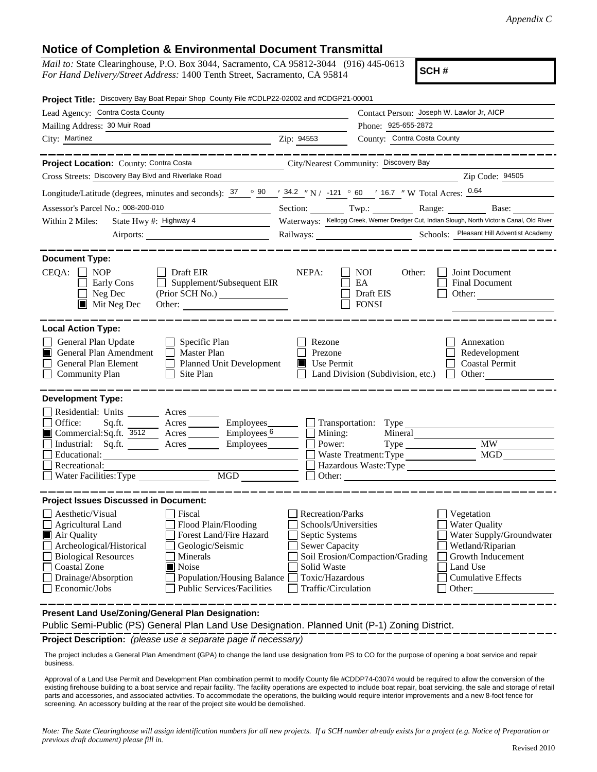*Appendix C*

# Notice of Completion & Environmental Document Transmittal

*Mail to:* State Clearinghouse, P.O. Box 3044, Sacramento, CA 95812-3044 (916) 445-0613
*For Hand Delivery/Street Address:* 1400 Tenth Street, Sacramento, CA 95814

**SCH #**

**Project Title:** Discovery Bay Boat Repair Shop County File #CDLP22-02002 and #CDGP21-00001

Lead Agency: Contra Costa County
Contact Person: Joseph W. Lawlor Jr, AICP
Mailing Address: 30 Muir Road
Phone: 925-655-2872
City: Martinez
Zip: 94553
County: Contra Costa County

**Project Location:** County: Contra Costa
City/Nearest Community: Discovery Bay
Cross Streets: Discovery Bay Blvd and Riverlake Road
Zip Code: 94505

Longitude/Latitude (degrees, minutes and seconds): 37 ° 90 ′ 34.2 ″ N / -121 ° 60 ′ 16.7 ″ W Total Acres: 0.64

Assessor's Parcel No.: 008-200-010
Section: Twp.: Range: Base:

Within 2 Miles: State Hwy #: Highway 4
Waterways: Kellogg Creek, Werner Dredger Cut, Indian Slough, North Victoria Canal, Old River
Airports:
Railways:
Schools: Pleasant Hill Adventist Academy

**Document Type:**

CEQA:
- ☐ NOP
- ☐ Early Cons
- ☐ Neg Dec
- ☒ Mit Neg Dec
- ☐ Draft EIR
- ☐ Supplement/Subsequent EIR (Prior SCH No.)
- Other:

NEPA:
- ☐ NOI
- ☐ EA
- ☐ Draft EIS
- ☐ FONSI

Other:
- ☐ Joint Document
- ☐ Final Document
- ☐ Other:

**Local Action Type:**

- ☐ General Plan Update
- ☒ General Plan Amendment
- ☐ General Plan Element
- ☐ Community Plan
- ☐ Specific Plan
- ☐ Master Plan
- ☐ Planned Unit Development
- ☐ Site Plan
- ☐ Rezone
- ☐ Prezone
- ☒ Use Permit
- ☐ Land Division (Subdivision, etc.)
- ☐ Annexation
- ☐ Redevelopment
- ☐ Coastal Permit
- ☐ Other:

**Development Type:**

- ☐ Residential: Units Acres
- ☐ Office: Sq.ft. Acres Employees
- ☒ Commercial: Sq.ft. 3512 Acres Employees 6
- ☐ Industrial: Sq.ft. Acres Employees
- ☐ Educational:
- ☐ Recreational:
- ☐ Water Facilities: Type MGD
- ☐ Transportation: Type
- ☐ Mining: Mineral
- ☐ Power: Type MW
- ☐ Waste Treatment: Type MGD
- ☐ Hazardous Waste: Type
- ☐ Other:

**Project Issues Discussed in Document:**

- ☐ Aesthetic/Visual
- ☐ Agricultural Land
- ☒ Air Quality
- ☐ Archeological/Historical
- ☐ Biological Resources
- ☐ Coastal Zone
- ☐ Drainage/Absorption
- ☐ Economic/Jobs
- ☐ Fiscal
- ☐ Flood Plain/Flooding
- ☐ Forest Land/Fire Hazard
- ☐ Geologic/Seismic
- ☐ Minerals
- ☒ Noise
- ☐ Population/Housing Balance
- ☐ Public Services/Facilities
- ☐ Recreation/Parks
- ☐ Schools/Universities
- ☐ Septic Systems
- ☐ Sewer Capacity
- ☐ Soil Erosion/Compaction/Grading
- ☐ Solid Waste
- ☐ Toxic/Hazardous
- ☐ Traffic/Circulation
- ☐ Vegetation
- ☐ Water Quality
- ☐ Water Supply/Groundwater
- ☐ Wetland/Riparian
- ☐ Growth Inducement
- ☐ Land Use
- ☐ Cumulative Effects
- ☐ Other:

**Present Land Use/Zoning/General Plan Designation:**

Public Semi-Public (PS) General Plan Land Use Designation. Planned Unit (P-1) Zoning District.

**Project Description:** *(please use a separate page if necessary)*

The project includes a General Plan Amendment (GPA) to change the land use designation from PS to CO for the purpose of opening a boat service and repair business.

Approval of a Land Use Permit and Development Plan combination permit to modify County file #CDDP74-03074 would be required to allow the conversion of the existing firehouse building to a boat service and repair facility. The facility operations are expected to include boat repair, boat servicing, the sale and storage of retail parts and accessories, and associated activities. To accommodate the operations, the building would require interior improvements and a new 8-foot fence for screening. An accessory building at the rear of the project site would be demolished.

*Note: The State Clearinghouse will assign identification numbers for all new projects. If a SCH number already exists for a project (e.g. Notice of Preparation or previous draft document) please fill in.*

Revised 2010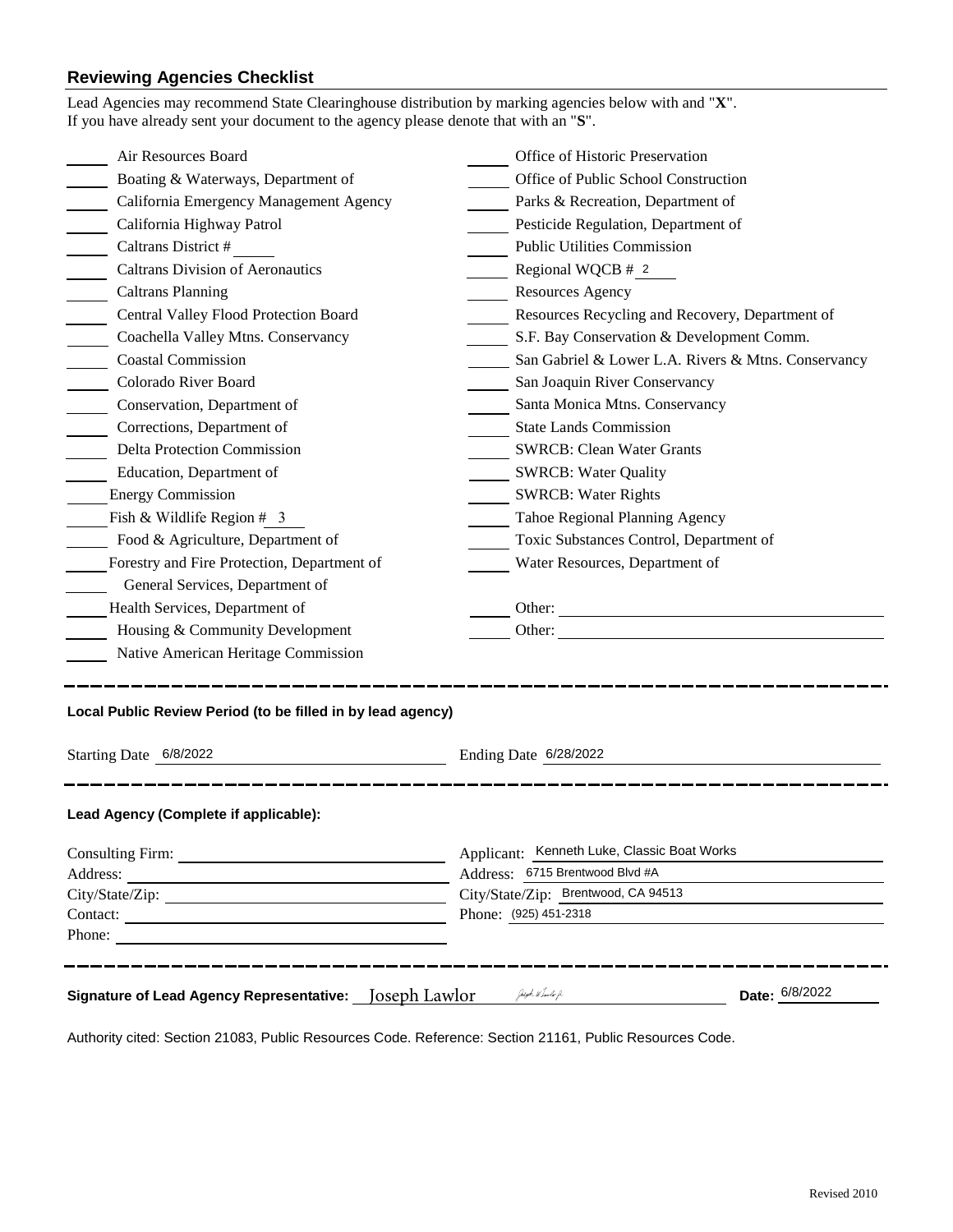## Reviewing Agencies Checklist

Lead Agencies may recommend State Clearinghouse distribution by marking agencies below with and "**X**".
If you have already sent your document to the agency please denote that with an "**S**".

| | |
|---|---|
| ____ Air Resources Board | ____ Office of Historic Preservation |
| ____ Boating & Waterways, Department of | ____ Office of Public School Construction |
| ____ California Emergency Management Agency | ____ Parks & Recreation, Department of |
| ____ California Highway Patrol | ____ Pesticide Regulation, Department of |
| ____ Caltrans District # ____ | ____ Public Utilities Commission |
| ____ Caltrans Division of Aeronautics | ____ Regional WQCB # 2 |
| ____ Caltrans Planning | ____ Resources Agency |
| ____ Central Valley Flood Protection Board | ____ Resources Recycling and Recovery, Department of |
| ____ Coachella Valley Mtns. Conservancy | ____ S.F. Bay Conservation & Development Comm. |
| ____ Coastal Commission | ____ San Gabriel & Lower L.A. Rivers & Mtns. Conservancy |
| ____ Colorado River Board | ____ San Joaquin River Conservancy |
| ____ Conservation, Department of | ____ Santa Monica Mtns. Conservancy |
| ____ Corrections, Department of | ____ State Lands Commission |
| ____ Delta Protection Commission | ____ SWRCB: Clean Water Grants |
| ____ Education, Department of | ____ SWRCB: Water Quality |
| ____ Energy Commission | ____ SWRCB: Water Rights |
| ____ Fish & Wildlife Region # 3 | ____ Tahoe Regional Planning Agency |
| ____ Food & Agriculture, Department of | ____ Toxic Substances Control, Department of |
| ____ Forestry and Fire Protection, Department of | ____ Water Resources, Department of |
| ____ General Services, Department of | |
| ____ Health Services, Department of | ____ Other: ____________ |
| ____ Housing & Community Development | ____ Other: ____________ |
| ____ Native American Heritage Commission | |

---

### Local Public Review Period (to be filled in by lead agency)

Starting Date 6/8/2022 Ending Date 6/28/2022

---

### Lead Agency (Complete if applicable):

| | |
|---|---|
| Consulting Firm: | Applicant: Kenneth Luke, Classic Boat Works |
| Address: | Address: 6715 Brentwood Blvd #A |
| City/State/Zip: | City/State/Zip: Brentwood, CA 94513 |
| Contact: | Phone: (925) 451-2318 |
| Phone: | |

---

**Signature of Lead Agency Representative:** Joseph Lawlor Joseph W Lawlor Jr. **Date:** 6/8/2022

Authority cited: Section 21083, Public Resources Code. Reference: Section 21161, Public Resources Code.

Revised 2010